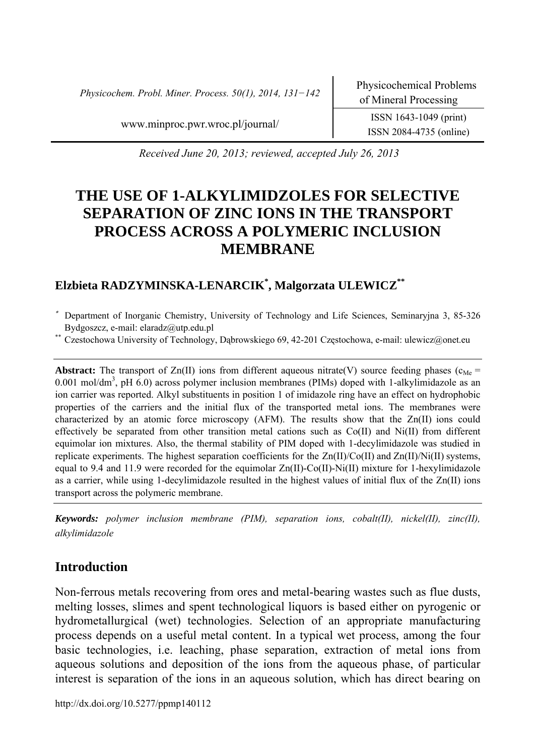Received June 20, 2013; reviewed, accepted July 26, 2013

# THE USE OF 1-ALKYLIMIDZOLES FOR SELECTIVE SEPARATION OF ZINC IONS IN THE TRANSPORT PROCESS ACROSS A POLYMERIC INCLUSION MEMBRANE

**Elzbieta RADZYMINSKA-LENARCIK[*], Malgorzata ULEWICZ[**]**

[*] Department of Inorganic Chemistry, University of Technology and Life Sciences, Seminaryjna 3, 85-326 Bydgoszcz, e-mail: elaradz@utp.edu.pl

[**] Czestochowa University of Technology, Dąbrowskiego 69, 42-201 Częstochowa, e-mail: ulewicz@onet.eu

**Abstract:** The transport of Zn(II) ions from different aqueous nitrate(V) source feeding phases ($c_{Me}$ = 0.001 mol/dm$^3$, pH 6.0) across polymer inclusion membranes (PIMs) doped with 1-alkylimidazole as an ion carrier was reported. Alkyl substituents in position 1 of imidazole ring have an effect on hydrophobic properties of the carriers and the initial flux of the transported metal ions. The membranes were characterized by an atomic force microscopy (AFM). The results show that the Zn(II) ions could effectively be separated from other transition metal cations such as Co(II) and Ni(II) from different equimolar ion mixtures. Also, the thermal stability of PIM doped with 1-decylimidazole was studied in replicate experiments. The highest separation coefficients for the Zn(II)/Co(II) and Zn(II)/Ni(II) systems, equal to 9.4 and 11.9 were recorded for the equimolar Zn(II)-Co(II)-Ni(II) mixture for 1-hexylimidazole as a carrier, while using 1-decylimidazole resulted in the highest values of initial flux of the Zn(II) ions transport across the polymeric membrane.

***Keywords:*** *polymer inclusion membrane (PIM), separation ions, cobalt(II), nickel(II), zinc(II), alkylimidazole*

## Introduction

Non-ferrous metals recovering from ores and metal-bearing wastes such as flue dusts, melting losses, slimes and spent technological liquors is based either on pyrogenic or hydrometallurgical (wet) technologies. Selection of an appropriate manufacturing process depends on a useful metal content. In a typical wet process, among the four basic technologies, i.e. leaching, phase separation, extraction of metal ions from aqueous solutions and deposition of the ions from the aqueous phase, of particular interest is separation of the ions in an aqueous solution, which has direct bearing on

http://dx.doi.org/10.5277/ppmp140112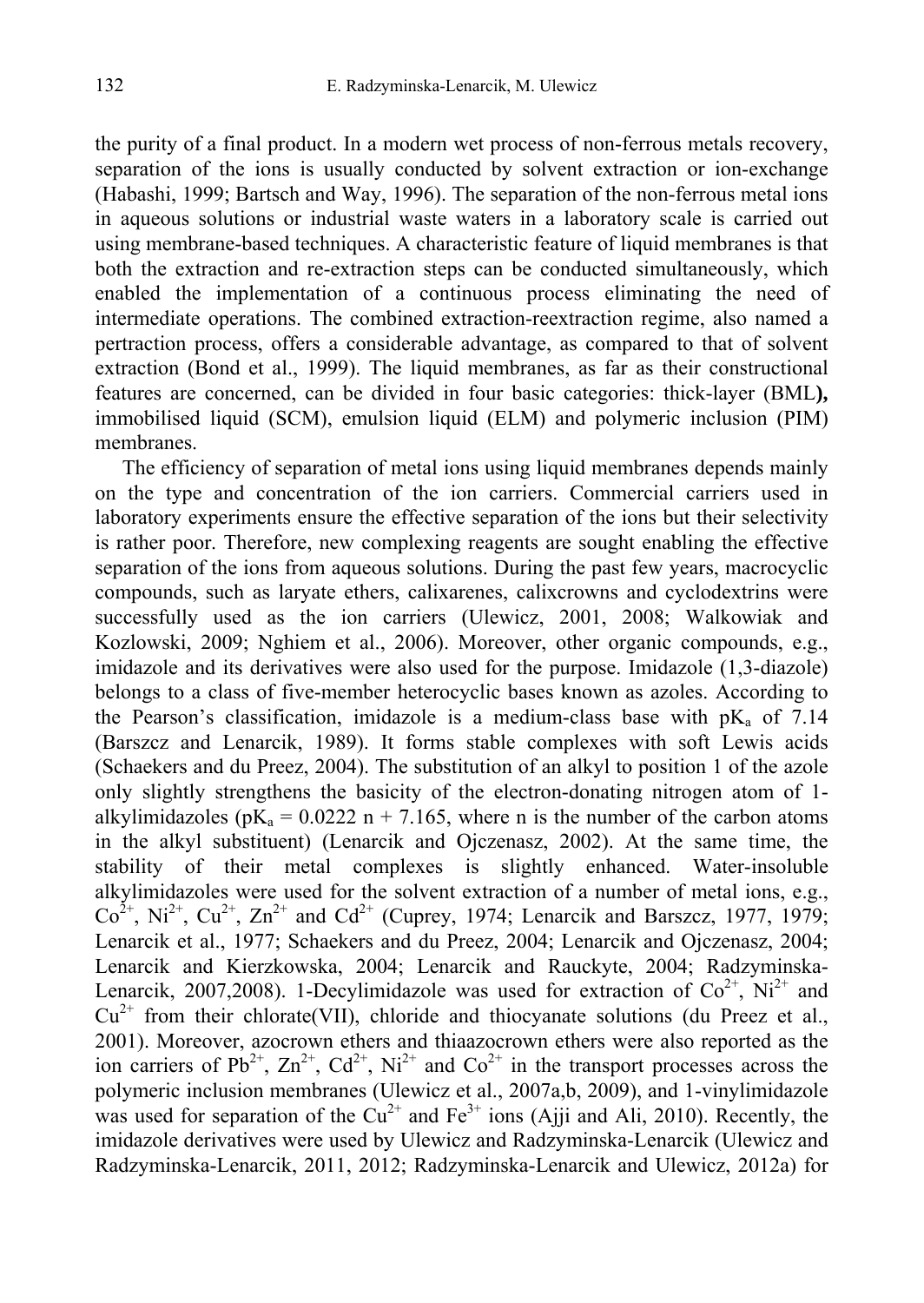the purity of a final product. In a modern wet process of non-ferrous metals recovery, separation of the ions is usually conducted by solvent extraction or ion-exchange (Habashi, 1999; Bartsch and Way, 1996). The separation of the non-ferrous metal ions in aqueous solutions or industrial waste waters in a laboratory scale is carried out using membrane-based techniques. A characteristic feature of liquid membranes is that both the extraction and re-extraction steps can be conducted simultaneously, which enabled the implementation of a continuous process eliminating the need of intermediate operations. The combined extraction-reextraction regime, also named a pertraction process, offers a considerable advantage, as compared to that of solvent extraction (Bond et al., 1999). The liquid membranes, as far as their constructional features are concerned, can be divided in four basic categories: thick-layer (BML**),** immobilised liquid (SCM), emulsion liquid (ELM) and polymeric inclusion (PIM) membranes.

The efficiency of separation of metal ions using liquid membranes depends mainly on the type and concentration of the ion carriers. Commercial carriers used in laboratory experiments ensure the effective separation of the ions but their selectivity is rather poor. Therefore, new complexing reagents are sought enabling the effective separation of the ions from aqueous solutions. During the past few years, macrocyclic compounds, such as laryate ethers, calixarenes, calixcrowns and cyclodextrins were successfully used as the ion carriers (Ulewicz, 2001, 2008; Walkowiak and Kozlowski, 2009; Nghiem et al., 2006). Moreover, other organic compounds, e.g., imidazole and its derivatives were also used for the purpose. Imidazole (1,3-diazole) belongs to a class of five-member heterocyclic bases known as azoles. According to the Pearson's classification, imidazole is a medium-class base with $pK_a$ of 7.14 (Barszcz and Lenarcik, 1989). It forms stable complexes with soft Lewis acids (Schaekers and du Preez, 2004). The substitution of an alkyl to position 1 of the azole only slightly strengthens the basicity of the electron-donating nitrogen atom of 1-alkylimidazoles ($pK_a = 0.0222\ n + 7.165$, where n is the number of the carbon atoms in the alkyl substituent) (Lenarcik and Ojczenasz, 2002). At the same time, the stability of their metal complexes is slightly enhanced. Water-insoluble alkylimidazoles were used for the solvent extraction of a number of metal ions, e.g., $Co^{2+}$, $Ni^{2+}$, $Cu^{2+}$, $Zn^{2+}$ and $Cd^{2+}$ (Cuprey, 1974; Lenarcik and Barszcz, 1977, 1979; Lenarcik et al., 1977; Schaekers and du Preez, 2004; Lenarcik and Ojczenasz, 2004; Lenarcik and Kierzkowska, 2004; Lenarcik and Rauckyte, 2004; Radzyminska-Lenarcik, 2007,2008). 1-Decylimidazole was used for extraction of $Co^{2+}$, $Ni^{2+}$ and $Cu^{2+}$ from their chlorate(VII), chloride and thiocyanate solutions (du Preez et al., 2001). Moreover, azocrown ethers and thiaazocrown ethers were also reported as the ion carriers of $Pb^{2+}$, $Zn^{2+}$, $Cd^{2+}$, $Ni^{2+}$ and $Co^{2+}$ in the transport processes across the polymeric inclusion membranes (Ulewicz et al., 2007a,b, 2009), and 1-vinylimidazole was used for separation of the $Cu^{2+}$ and $Fe^{3+}$ ions (Ajji and Ali, 2010). Recently, the imidazole derivatives were used by Ulewicz and Radzyminska-Lenarcik (Ulewicz and Radzyminska-Lenarcik, 2011, 2012; Radzyminska-Lenarcik and Ulewicz, 2012a) for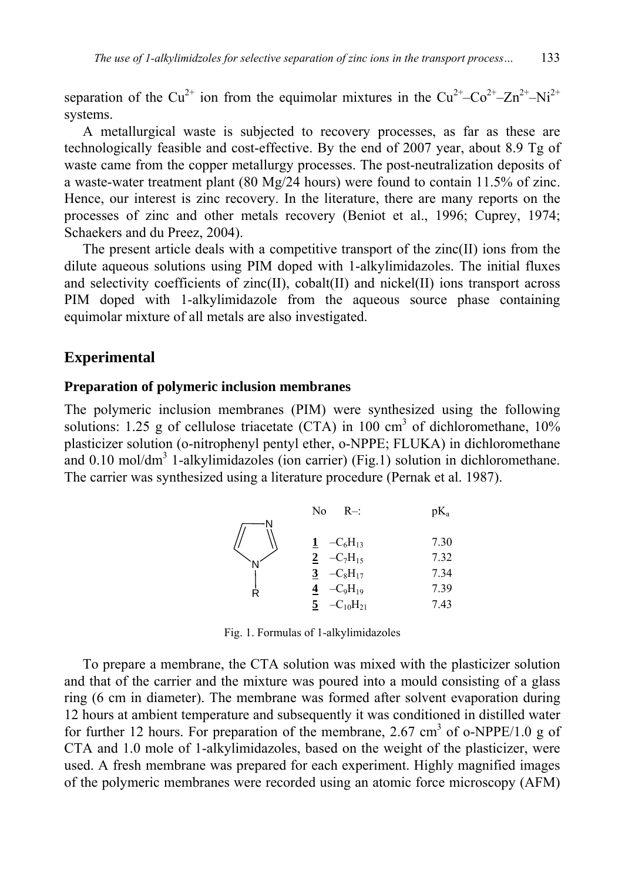separation of the $Cu^{2+}$ ion from the equimolar mixtures in the $Cu^{2+}$–$Co^{2+}$–$Zn^{2+}$–$Ni^{2+}$ systems.

A metallurgical waste is subjected to recovery processes, as far as these are technologically feasible and cost-effective. By the end of 2007 year, about 8.9 Tg of waste came from the copper metallurgy processes. The post-neutralization deposits of a waste-water treatment plant (80 Mg/24 hours) were found to contain 11.5% of zinc. Hence, our interest is zinc recovery. In the literature, there are many reports on the processes of zinc and other metals recovery (Beniot et al., 1996; Cuprey, 1974; Schaekers and du Preez, 2004).

The present article deals with a competitive transport of the zinc(II) ions from the dilute aqueous solutions using PIM doped with 1-alkylimidazoles. The initial fluxes and selectivity coefficients of zinc(II), cobalt(II) and nickel(II) ions transport across PIM doped with 1-alkylimidazole from the aqueous source phase containing equimolar mixture of all metals are also investigated.

## Experimental

### Preparation of polymeric inclusion membranes

The polymeric inclusion membranes (PIM) were synthesized using the following solutions: 1.25 g of cellulose triacetate (CTA) in 100 $cm^3$ of dichloromethane, 10% plasticizer solution (o-nitrophenyl pentyl ether, o-NPPE; FLUKA) in dichloromethane and 0.10 mol/$dm^3$ 1-alkylimidazoles (ion carrier) (Fig.1) solution in dichloromethane. The carrier was synthesized using a literature procedure (Pernak et al. 1987).

| No | R–: | $pK_a$ |
|---|---|---|
| **1** | $-C_6H_{13}$ | 7.30 |
| **2** | $-C_7H_{15}$ | 7.32 |
| **3** | $-C_8H_{17}$ | 7.34 |
| **4** | $-C_9H_{19}$ | 7.39 |
| **5** | $-C_{10}H_{21}$ | 7.43 |

Fig. 1. Formulas of 1-alkylimidazoles

To prepare a membrane, the CTA solution was mixed with the plasticizer solution and that of the carrier and the mixture was poured into a mould consisting of a glass ring (6 cm in diameter). The membrane was formed after solvent evaporation during 12 hours at ambient temperature and subsequently it was conditioned in distilled water for further 12 hours. For preparation of the membrane, 2.67 $cm^3$ of o-NPPE/1.0 g of CTA and 1.0 mole of 1-alkylimidazoles, based on the weight of the plasticizer, were used. A fresh membrane was prepared for each experiment. Highly magnified images of the polymeric membranes were recorded using an atomic force microscopy (AFM)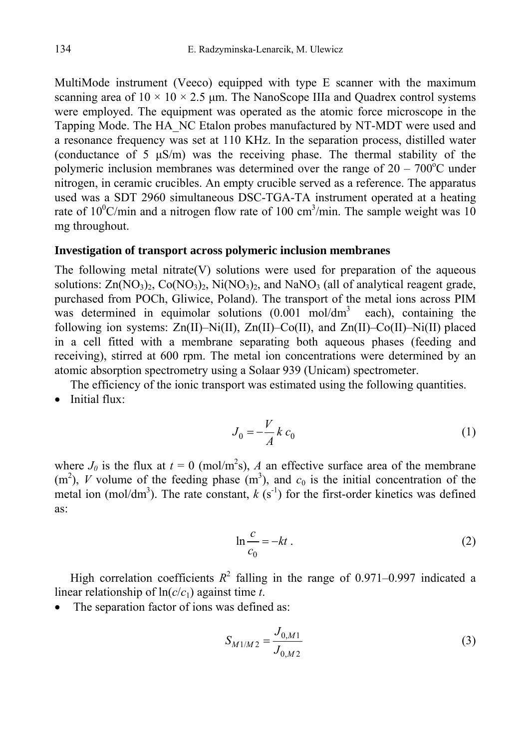MultiMode instrument (Veeco) equipped with type E scanner with the maximum scanning area of 10 × 10 × 2.5 μm. The NanoScope IIIa and Quadrex control systems were employed. The equipment was operated as the atomic force microscope in the Tapping Mode. The HA_NC Etalon probes manufactured by NT-MDT were used and a resonance frequency was set at 110 KHz. In the separation process, distilled water (conductance of 5 μS/m) was the receiving phase. The thermal stability of the polymeric inclusion membranes was determined over the range of 20 – 700°C under nitrogen, in ceramic crucibles. An empty crucible served as a reference. The apparatus used was a SDT 2960 simultaneous DSC-TGA-TA instrument operated at a heating rate of 10°C/min and a nitrogen flow rate of 100 cm$^3$/min. The sample weight was 10 mg throughout.

**Investigation of transport across polymeric inclusion membranes**

The following metal nitrate(V) solutions were used for preparation of the aqueous solutions: $Zn(NO_3)_2$, $Co(NO_3)_2$, $Ni(NO_3)_2$, and $NaNO_3$ (all of analytical reagent grade, purchased from POCh, Gliwice, Poland). The transport of the metal ions across PIM was determined in equimolar solutions (0.001 mol/dm$^3$ each), containing the following ion systems: Zn(II)–Ni(II), Zn(II)–Co(II), and Zn(II)–Co(II)–Ni(II) placed in a cell fitted with a membrane separating both aqueous phases (feeding and receiving), stirred at 600 rpm. The metal ion concentrations were determined by an atomic absorption spectrometry using a Solaar 939 (Unicam) spectrometer.

The efficiency of the ionic transport was estimated using the following quantities.

- Initial flux:

$$J_0 = -\frac{V}{A} k \, c_0 \tag{1}$$

where $J_0$ is the flux at $t = 0$ (mol/m$^2$s), $A$ an effective surface area of the membrane (m$^2$), $V$ volume of the feeding phase (m$^3$), and $c_0$ is the initial concentration of the metal ion (mol/dm$^3$). The rate constant, $k$ (s$^{-1}$) for the first-order kinetics was defined as:

$$\ln \frac{c}{c_0} = -kt \, . \tag{2}$$

High correlation coefficients $R^2$ falling in the range of 0.971–0.997 indicated a linear relationship of $\ln(c/c_1)$ against time $t$.

- The separation factor of ions was defined as:

$$S_{M1/M2} = \frac{J_{0,M1}}{J_{0,M2}} \tag{3}$$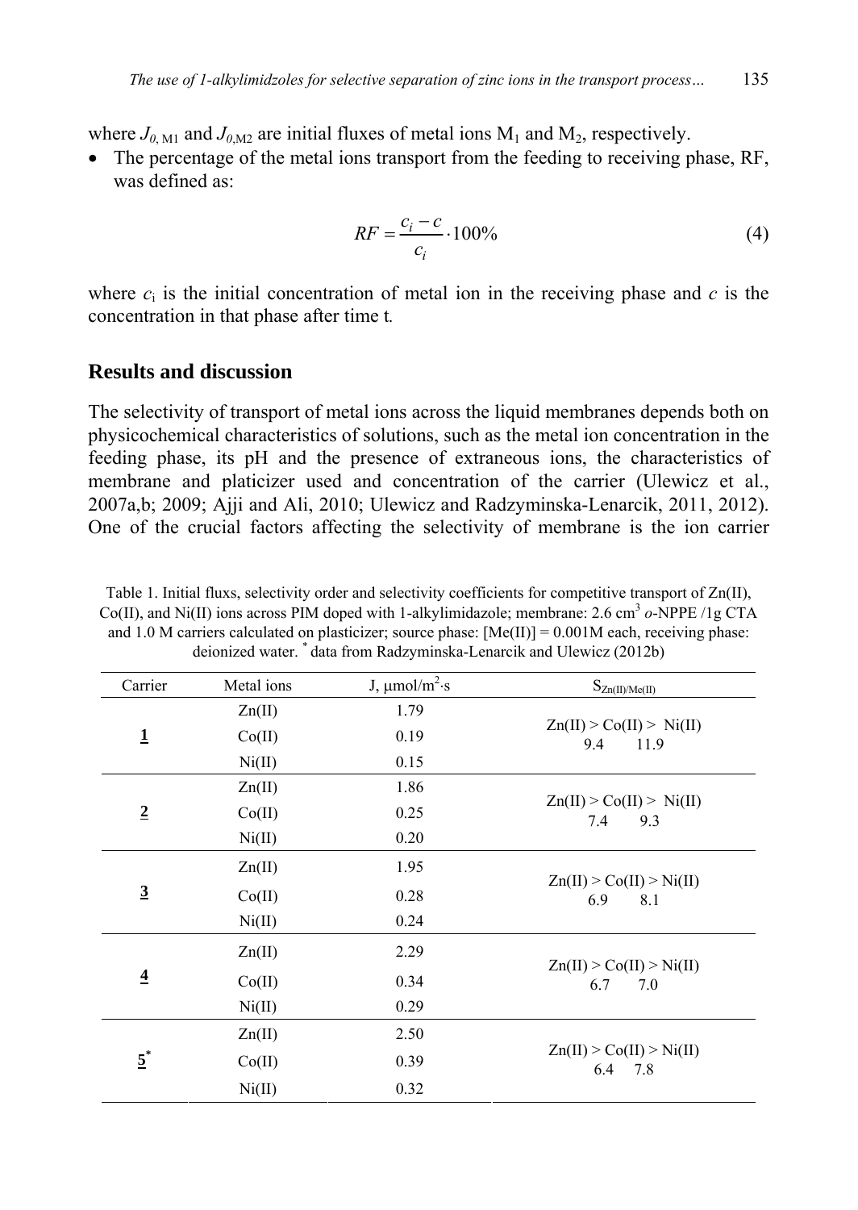where $J_{0,\mathrm{M1}}$ and $J_{0,\mathrm{M2}}$ are initial fluxes of metal ions $M_1$ and $M_2$, respectively.

- The percentage of the metal ions transport from the feeding to receiving phase, RF, was defined as:

$$RF = \frac{c_i - c}{c_i} \cdot 100\% \tag{4}$$

where $c_i$ is the initial concentration of metal ion in the receiving phase and $c$ is the concentration in that phase after time t.

## Results and discussion

The selectivity of transport of metal ions across the liquid membranes depends both on physicochemical characteristics of solutions, such as the metal ion concentration in the feeding phase, its pH and the presence of extraneous ions, the characteristics of membrane and platicizer used and concentration of the carrier (Ulewicz et al., 2007a,b; 2009; Ajji and Ali, 2010; Ulewicz and Radzyminska-Lenarcik, 2011, 2012). One of the crucial factors affecting the selectivity of membrane is the ion carrier

Table 1. Initial fluxs, selectivity order and selectivity coefficients for competitive transport of Zn(II), Co(II), and Ni(II) ions across PIM doped with 1-alkylimidazole; membrane: 2.6 cm$^3$ *o*-NPPE /1g CTA and 1.0 M carriers calculated on plasticizer; source phase: [Me(II)] = 0.001M each, receiving phase: deionized water. * data from Radzyminska-Lenarcik and Ulewicz (2012b)

| Carrier | Metal ions | J, μmol/m$^2$·s | $S_{Zn(II)/Me(II)}$ |
|---|---|---|---|
| **1** | Zn(II) | 1.79 | Zn(II) > Co(II) > Ni(II)<br>9.4 11.9 |
| | Co(II) | 0.19 | |
| | Ni(II) | 0.15 | |
| **2** | Zn(II) | 1.86 | Zn(II) > Co(II) > Ni(II)<br>7.4 9.3 |
| | Co(II) | 0.25 | |
| | Ni(II) | 0.20 | |
| **3** | Zn(II) | 1.95 | Zn(II) > Co(II) > Ni(II)<br>6.9 8.1 |
| | Co(II) | 0.28 | |
| | Ni(II) | 0.24 | |
| **4** | Zn(II) | 2.29 | Zn(II) > Co(II) > Ni(II)<br>6.7 7.0 |
| | Co(II) | 0.34 | |
| | Ni(II) | 0.29 | |
| **5*** | Zn(II) | 2.50 | Zn(II) > Co(II) > Ni(II)<br>6.4 7.8 |
| | Co(II) | 0.39 | |
| | Ni(II) | 0.32 | |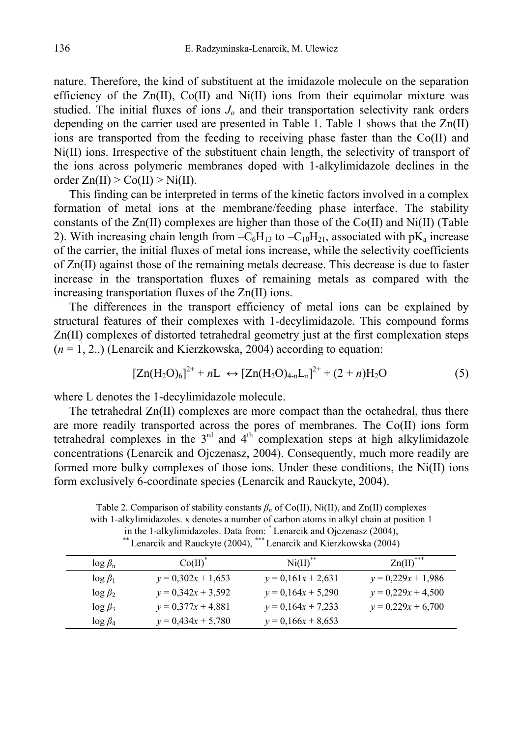nature. Therefore, the kind of substituent at the imidazole molecule on the separation efficiency of the Zn(II), Co(II) and Ni(II) ions from their equimolar mixture was studied. The initial fluxes of ions $J_o$ and their transportation selectivity rank orders depending on the carrier used are presented in Table 1. Table 1 shows that the Zn(II) ions are transported from the feeding to receiving phase faster than the Co(II) and Ni(II) ions. Irrespective of the substituent chain length, the selectivity of transport of the ions across polymeric membranes doped with 1-alkylimidazole declines in the order Zn(II) > Co(II) > Ni(II).

This finding can be interpreted in terms of the kinetic factors involved in a complex formation of metal ions at the membrane/feeding phase interface. The stability constants of the Zn(II) complexes are higher than those of the Co(II) and Ni(II) (Table 2). With increasing chain length from $–C_6H_{13}$ to $–C_{10}H_{21}$, associated with $pK_a$ increase of the carrier, the initial fluxes of metal ions increase, while the selectivity coefficients of Zn(II) against those of the remaining metals decrease. This decrease is due to faster increase in the transportation fluxes of remaining metals as compared with the increasing transportation fluxes of the Zn(II) ions.

The differences in the transport efficiency of metal ions can be explained by structural features of their complexes with 1-decylimidazole. This compound forms Zn(II) complexes of distorted tetrahedral geometry just at the first complexation steps ($n$ = 1, 2..) (Lenarcik and Kierzkowska, 2004) according to equation:

$$[Zn(H_2O)_6]^{2+} + nL \leftrightarrow [Zn(H_2O)_{4-n}L_n]^{2+} + (2 + n)H_2O \tag{5}$$

where L denotes the 1-decylimidazole molecule.

The tetrahedral Zn(II) complexes are more compact than the octahedral, thus there are more readily transported across the pores of membranes. The Co(II) ions form tetrahedral complexes in the 3rd and 4th complexation steps at high alkylimidazole concentrations (Lenarcik and Ojczenasz, 2004). Consequently, much more readily are formed more bulky complexes of those ions. Under these conditions, the Ni(II) ions form exclusively 6-coordinate species (Lenarcik and Rauckyte, 2004).

Table 2. Comparison of stability constants $\beta_n$ of Co(II), Ni(II), and Zn(II) complexes with 1-alkylimidazoles. x denotes a number of carbon atoms in alkyl chain at position 1 in the 1-alkylimidazoles. Data from: * Lenarcik and Ojczenasz (2004), ** Lenarcik and Rauckyte (2004), *** Lenarcik and Kierzkowska (2004)

| $\log \beta_n$ | Co(II)* | Ni(II)** | Zn(II)*** |
|---|---|---|---|
| $\log \beta_1$ | $y = 0{,}302x + 1{,}653$ | $y = 0{,}161x + 2{,}631$ | $y = 0{,}229x + 1{,}986$ |
| $\log \beta_2$ | $y = 0{,}342x + 3{,}592$ | $y = 0{,}164x + 5{,}290$ | $y = 0{,}229x + 4{,}500$ |
| $\log \beta_3$ | $y = 0{,}377x + 4{,}881$ | $y = 0{,}164x + 7{,}233$ | $y = 0{,}229x + 6{,}700$ |
| $\log \beta_4$ | $y = 0{,}434x + 5{,}780$ | $y = 0{,}166x + 8{,}653$ | |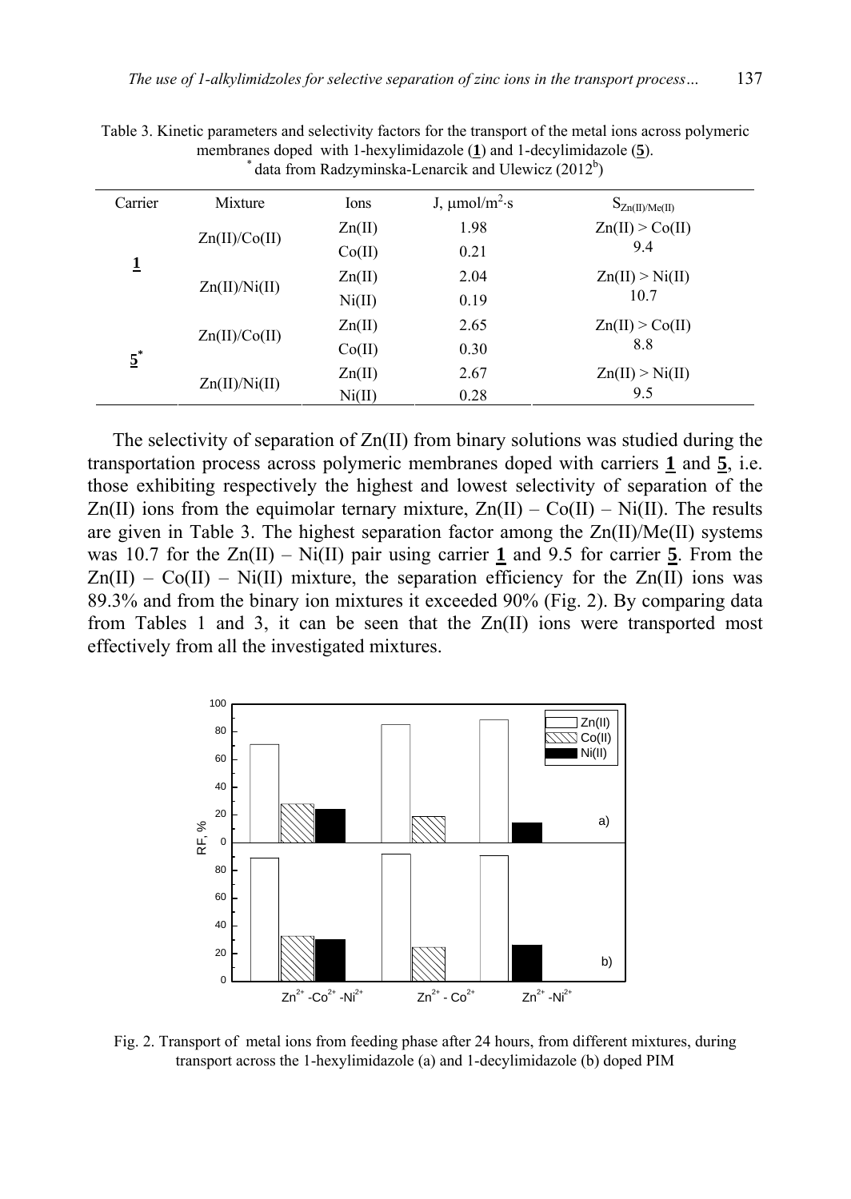Table 3. Kinetic parameters and selectivity factors for the transport of the metal ions across polymeric membranes doped with 1-hexylimidazole (**1**) and 1-decylimidazole (**5**).
* data from Radzyminska-Lenarcik and Ulewicz (2012[b])

| Carrier | Mixture | Ions | J, $\mu$mol/m$^2$·s | $S_{Zn(II)/Me(II)}$ |
|---|---|---|---|---|
| **1** | Zn(II)/Co(II) | Zn(II) | 1.98 | Zn(II) > Co(II) 9.4 |
| | | Co(II) | 0.21 | |
| | Zn(II)/Ni(II) | Zn(II) | 2.04 | Zn(II) > Ni(II) 10.7 |
| | | Ni(II) | 0.19 | |
| **5*** | Zn(II)/Co(II) | Zn(II) | 2.65 | Zn(II) > Co(II) 8.8 |
| | | Co(II) | 0.30 | |
| | Zn(II)/Ni(II) | Zn(II) | 2.67 | Zn(II) > Ni(II) 9.5 |
| | | Ni(II) | 0.28 | |

The selectivity of separation of Zn(II) from binary solutions was studied during the transportation process across polymeric membranes doped with carriers **1** and **5**, i.e. those exhibiting respectively the highest and lowest selectivity of separation of the Zn(II) ions from the equimolar ternary mixture, Zn(II) – Co(II) – Ni(II). The results are given in Table 3. The highest separation factor among the Zn(II)/Me(II) systems was 10.7 for the Zn(II) – Ni(II) pair using carrier **1** and 9.5 for carrier **5**. From the Zn(II) – Co(II) – Ni(II) mixture, the separation efficiency for the Zn(II) ions was 89.3% and from the binary ion mixtures it exceeded 90% (Fig. 2). By comparing data from Tables 1 and 3, it can be seen that the Zn(II) ions were transported most effectively from all the investigated mixtures.

Fig. 2. Transport of metal ions from feeding phase after 24 hours, from different mixtures, during transport across the 1-hexylimidazole (a) and 1-decylimidazole (b) doped PIM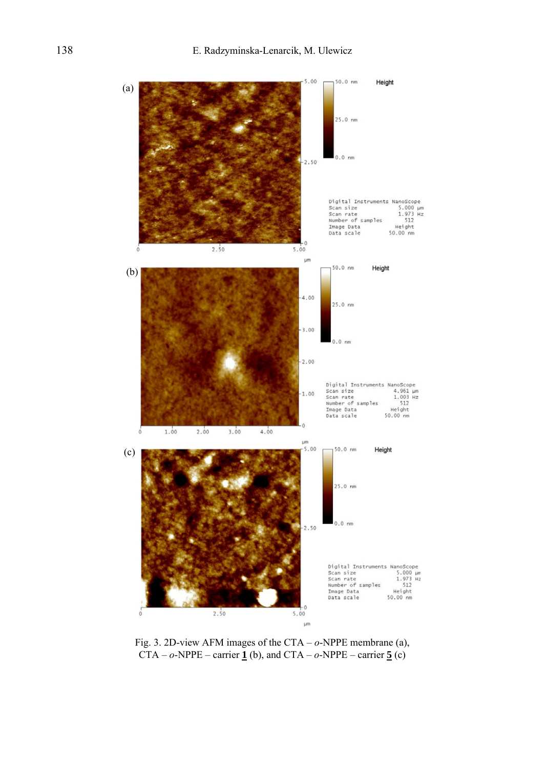Fig. 3. 2D-view AFM images of the CTA – *o*-NPPE membrane (a), CTA – *o*-NPPE – carrier **1** (b), and CTA – *o*-NPPE – carrier **5** (c)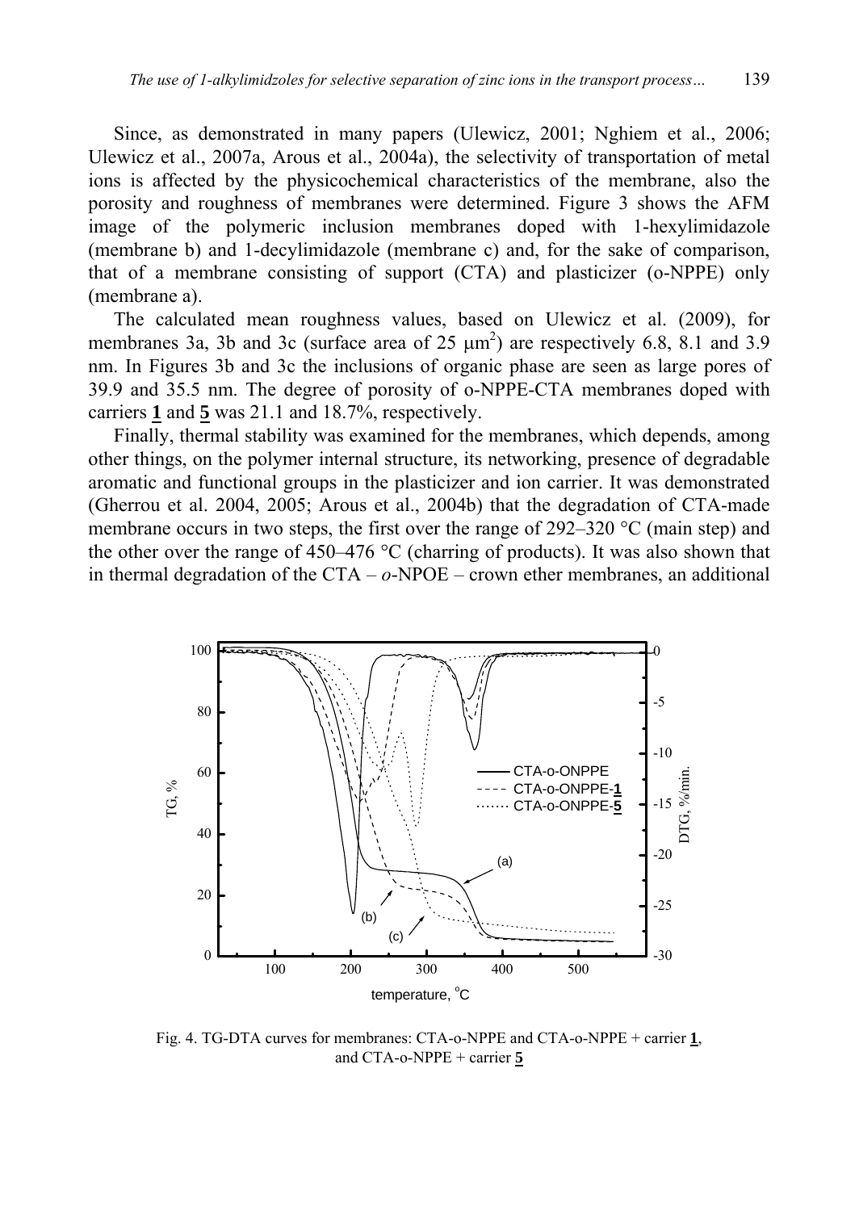Since, as demonstrated in many papers (Ulewicz, 2001; Nghiem et al., 2006; Ulewicz et al., 2007a, Arous et al., 2004a), the selectivity of transportation of metal ions is affected by the physicochemical characteristics of the membrane, also the porosity and roughness of membranes were determined. Figure 3 shows the AFM image of the polymeric inclusion membranes doped with 1-hexylimidazole (membrane b) and 1-decylimidazole (membrane c) and, for the sake of comparison, that of a membrane consisting of support (CTA) and plasticizer (o-NPPE) only (membrane a).

The calculated mean roughness values, based on Ulewicz et al. (2009), for membranes 3a, 3b and 3c (surface area of 25 $\mu m^2$) are respectively 6.8, 8.1 and 3.9 nm. In Figures 3b and 3c the inclusions of organic phase are seen as large pores of 39.9 and 35.5 nm. The degree of porosity of o-NPPE-CTA membranes doped with carriers **1** and **5** was 21.1 and 18.7%, respectively.

Finally, thermal stability was examined for the membranes, which depends, among other things, on the polymer internal structure, its networking, presence of degradable aromatic and functional groups in the plasticizer and ion carrier. It was demonstrated (Gherrou et al. 2004, 2005; Arous et al., 2004b) that the degradation of CTA-made membrane occurs in two steps, the first over the range of 292–320 °C (main step) and the other over the range of 450–476 °C (charring of products). It was also shown that in thermal degradation of the CTA – *o*-NPOE – crown ether membranes, an additional

Fig. 4. TG-DTA curves for membranes: CTA-o-NPPE and CTA-o-NPPE + carrier **1**, and CTA-o-NPPE + carrier **5**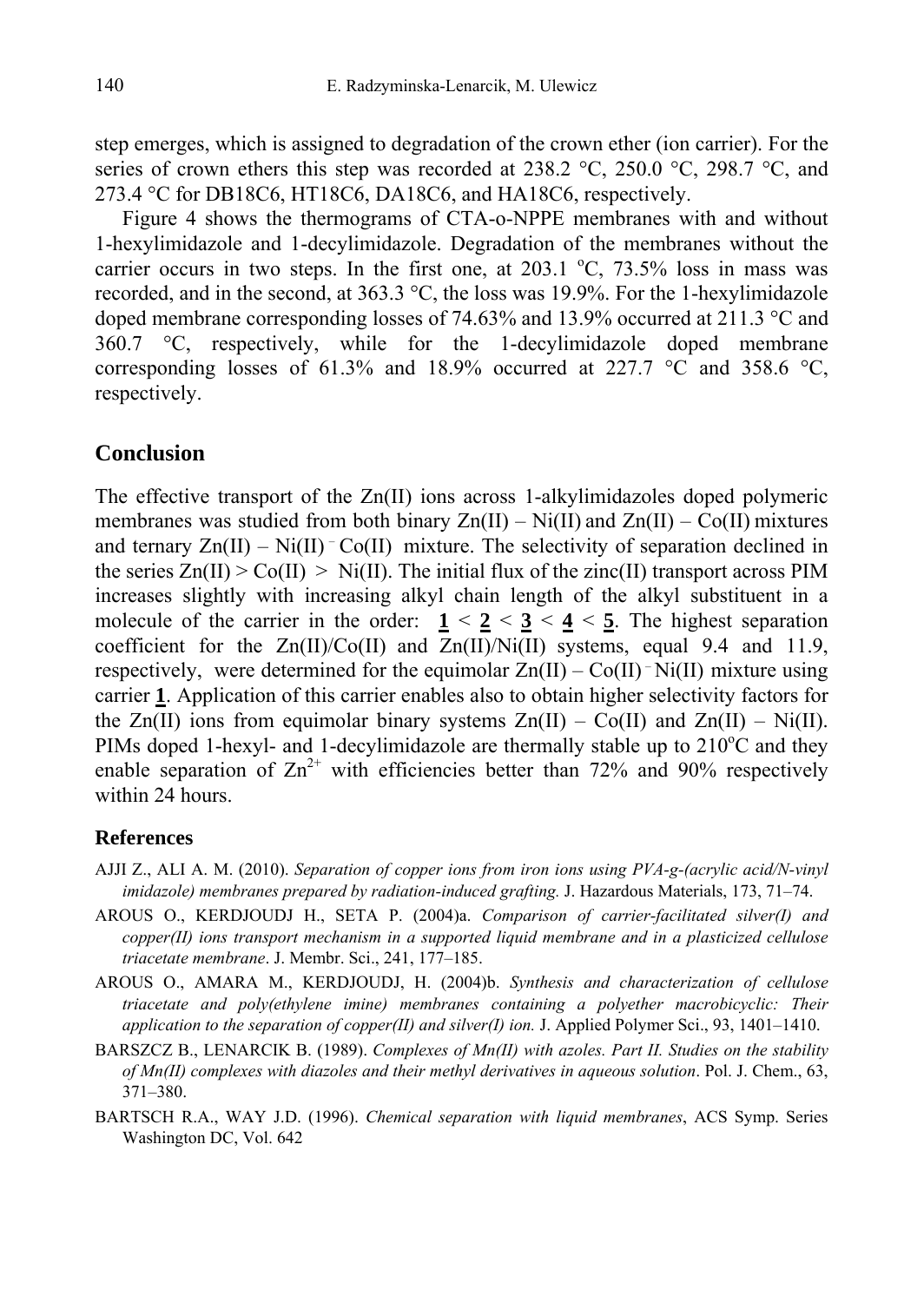step emerges, which is assigned to degradation of the crown ether (ion carrier). For the series of crown ethers this step was recorded at 238.2 °C, 250.0 °C, 298.7 °C, and 273.4 °C for DB18C6, HT18C6, DA18C6, and HA18C6, respectively.

Figure 4 shows the thermograms of CTA-o-NPPE membranes with and without 1-hexylimidazole and 1-decylimidazole. Degradation of the membranes without the carrier occurs in two steps. In the first one, at 203.1 °C, 73.5% loss in mass was recorded, and in the second, at 363.3 °C, the loss was 19.9%. For the 1-hexylimidazole doped membrane corresponding losses of 74.63% and 13.9% occurred at 211.3 °C and 360.7 °C, respectively, while for the 1-decylimidazole doped membrane corresponding losses of 61.3% and 18.9% occurred at 227.7 °C and 358.6 °C, respectively.

## Conclusion

The effective transport of the Zn(II) ions across 1-alkylimidazoles doped polymeric membranes was studied from both binary Zn(II) – Ni(II) and Zn(II) – Co(II) mixtures and ternary Zn(II) – Ni(II) – Co(II) mixture. The selectivity of separation declined in the series Zn(II) > Co(II) > Ni(II). The initial flux of the zinc(II) transport across PIM increases slightly with increasing alkyl chain length of the alkyl substituent in a molecule of the carrier in the order: **1** < **2** < **3** < **4** < **5**. The highest separation coefficient for the Zn(II)/Co(II) and Zn(II)/Ni(II) systems, equal 9.4 and 11.9, respectively, were determined for the equimolar Zn(II) – Co(II) – Ni(II) mixture using carrier **1**. Application of this carrier enables also to obtain higher selectivity factors for the Zn(II) ions from equimolar binary systems Zn(II) – Co(II) and Zn(II) – Ni(II). PIMs doped 1-hexyl- and 1-decylimidazole are thermally stable up to 210°C and they enable separation of $Zn^{2+}$ with efficiencies better than 72% and 90% respectively within 24 hours.

### References

AJJI Z., ALI A. M. (2010). *Separation of copper ions from iron ions using PVA-g-(acrylic acid/N-vinyl imidazole) membranes prepared by radiation-induced grafting.* J. Hazardous Materials, 173, 71–74.

AROUS O., KERDJOUDJ H., SETA P. (2004)a. *Comparison of carrier-facilitated silver(I) and copper(II) ions transport mechanism in a supported liquid membrane and in a plasticized cellulose triacetate membrane*. J. Membr. Sci., 241, 177–185.

AROUS O., AMARA M., KERDJOUDJ, H. (2004)b. *Synthesis and characterization of cellulose triacetate and poly(ethylene imine) membranes containing a polyether macrobicyclic: Their application to the separation of copper(II) and silver(I) ion.* J. Applied Polymer Sci., 93, 1401–1410.

BARSZCZ B., LENARCIK B. (1989). *Complexes of Mn(II) with azoles. Part II. Studies on the stability of Mn(II) complexes with diazoles and their methyl derivatives in aqueous solution*. Pol. J. Chem., 63, 371–380.

BARTSCH R.A., WAY J.D. (1996). *Chemical separation with liquid membranes*, ACS Symp. Series Washington DC, Vol. 642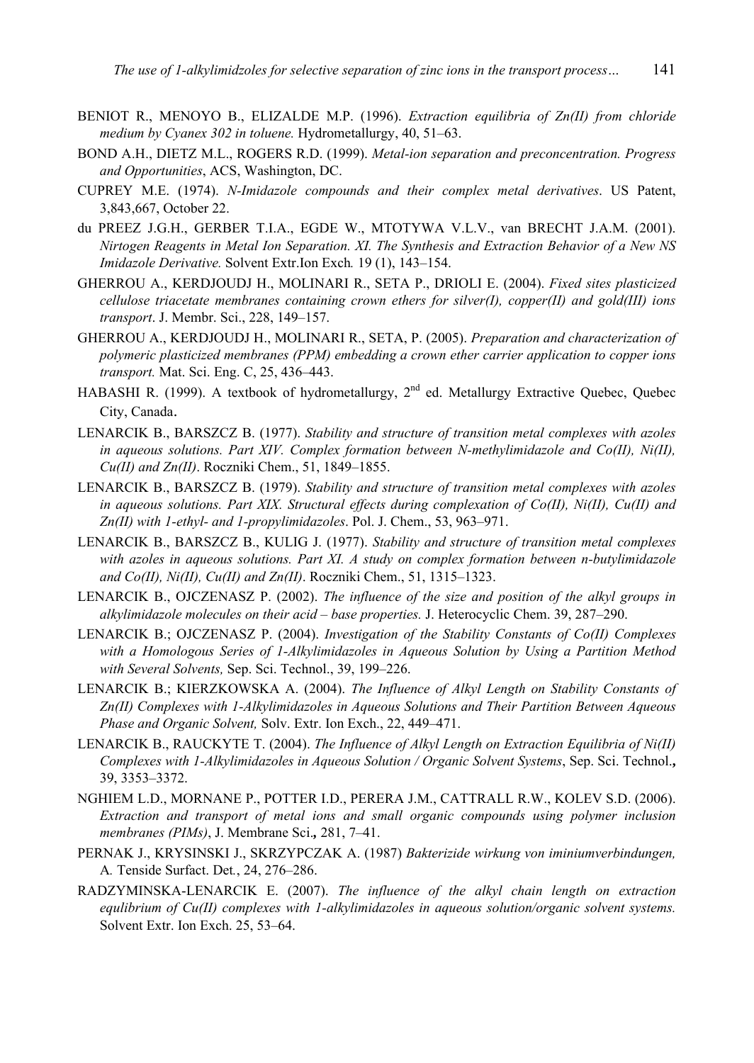BENIOT R., MENOYO B., ELIZALDE M.P. (1996). *Extraction equilibria of Zn(II) from chloride medium by Cyanex 302 in toluene.* Hydrometallurgy, 40, 51–63.

BOND A.H., DIETZ M.L., ROGERS R.D. (1999). *Metal-ion separation and preconcentration. Progress and Opportunities*, ACS, Washington, DC.

CUPREY M.E. (1974). *N-Imidazole compounds and their complex metal derivatives*. US Patent, 3,843,667, October 22.

du PREEZ J.G.H., GERBER T.I.A., EGDE W., MTOTYWA V.L.V., van BRECHT J.A.M. (2001). *Nirtogen Reagents in Metal Ion Separation. XI. The Synthesis and Extraction Behavior of a New NS Imidazole Derivative.* Solvent Extr.Ion Exch*.* 19 (1), 143–154.

GHERROU A., KERDJOUDJ H., MOLINARI R., SETA P., DRIOLI E. (2004). *Fixed sites plasticized cellulose triacetate membranes containing crown ethers for silver(I), copper(II) and gold(III) ions transport*. J. Membr. Sci., 228, 149–157.

GHERROU A., KERDJOUDJ H., MOLINARI R., SETA, P. (2005). *Preparation and characterization of polymeric plasticized membranes (PPM) embedding a crown ether carrier application to copper ions transport.* Mat. Sci. Eng. C, 25, 436–443.

HABASHI R. (1999). A textbook of hydrometallurgy, 2[nd] ed. Metallurgy Extractive Quebec, Quebec City, Canada.

LENARCIK B., BARSZCZ B. (1977). *Stability and structure of transition metal complexes with azoles in aqueous solutions. Part XIV. Complex formation between N-methylimidazole and Co(II), Ni(II), Cu(II) and Zn(II)*. Roczniki Chem., 51, 1849–1855.

LENARCIK B., BARSZCZ B. (1979). *Stability and structure of transition metal complexes with azoles in aqueous solutions. Part XIX. Structural effects during complexation of Co(II), Ni(II), Cu(II) and Zn(II) with 1-ethyl- and 1-propylimidazoles*. Pol. J. Chem., 53, 963–971.

LENARCIK B., BARSZCZ B., KULIG J. (1977). *Stability and structure of transition metal complexes with azoles in aqueous solutions. Part XI. A study on complex formation between n-butylimidazole and Co(II), Ni(II), Cu(II) and Zn(II)*. Roczniki Chem., 51, 1315–1323.

LENARCIK B., OJCZENASZ P. (2002). *The influence of the size and position of the alkyl groups in alkylimidazole molecules on their acid – base properties.* J. Heterocyclic Chem. 39, 287–290.

LENARCIK B.; OJCZENASZ P. (2004). *Investigation of the Stability Constants of Co(II) Complexes with a Homologous Series of 1-Alkylimidazoles in Aqueous Solution by Using a Partition Method with Several Solvents,* Sep. Sci. Technol., 39, 199–226.

LENARCIK B.; KIERZKOWSKA A. (2004). *The Influence of Alkyl Length on Stability Constants of Zn(II) Complexes with 1-Alkylimidazoles in Aqueous Solutions and Their Partition Between Aqueous Phase and Organic Solvent,* Solv. Extr. Ion Exch., 22, 449–471.

LENARCIK B., RAUCKYTE T. (2004). *The Influence of Alkyl Length on Extraction Equilibria of Ni(II) Complexes with 1-Alkylimidazoles in Aqueous Solution / Organic Solvent Systems*, Sep. Sci. Technol.**,** 39, 3353–3372.

NGHIEM L.D., MORNANE P., POTTER I.D., PERERA J.M., CATTRALL R.W., KOLEV S.D. (2006). *Extraction and transport of metal ions and small organic compounds using polymer inclusion membranes (PIMs)*, J. Membrane Sci.**,** 281, 7–41.

PERNAK J., KRYSINSKI J., SKRZYPCZAK A. (1987) *Bakterizide wirkung von iminiumverbindungen,* A*.* Tenside Surfact. Det*.*, 24, 276–286.

RADZYMINSKA-LENARCIK E. (2007). *The influence of the alkyl chain length on extraction equlibrium of Cu(II) complexes with 1-alkylimidazoles in aqueous solution/organic solvent systems.* Solvent Extr. Ion Exch. 25, 53–64.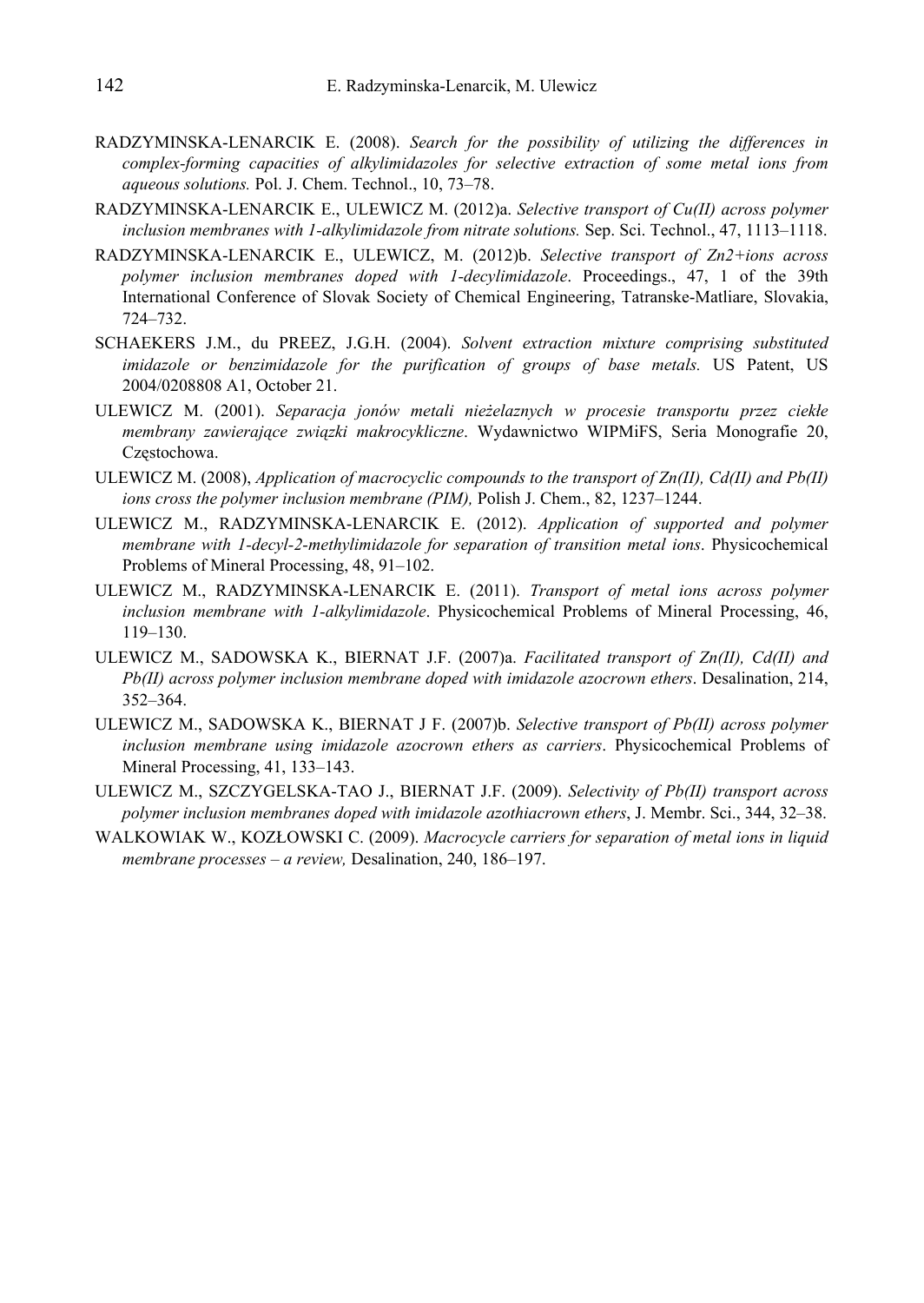RADZYMINSKA-LENARCIK E. (2008). *Search for the possibility of utilizing the differences in complex-forming capacities of alkylimidazoles for selective extraction of some metal ions from aqueous solutions.* Pol. J. Chem. Technol., 10, 73–78.

RADZYMINSKA-LENARCIK E., ULEWICZ M. (2012)a. *Selective transport of Cu(II) across polymer inclusion membranes with 1-alkylimidazole from nitrate solutions.* Sep. Sci. Technol., 47, 1113–1118.

RADZYMINSKA-LENARCIK E., ULEWICZ, M. (2012)b. *Selective transport of Zn2+ions across polymer inclusion membranes doped with 1-decylimidazole*. Proceedings., 47, 1 of the 39th International Conference of Slovak Society of Chemical Engineering, Tatranske-Matliare, Slovakia, 724–732.

SCHAEKERS J.M., du PREEZ, J.G.H. (2004). *Solvent extraction mixture comprising substituted imidazole or benzimidazole for the purification of groups of base metals.* US Patent, US 2004/0208808 A1, October 21.

ULEWICZ M. (2001). *Separacja jonów metali nieżelaznych w procesie transportu przez ciekłe membrany zawierające związki makrocykliczne*. Wydawnictwo WIPMiFS, Seria Monografie 20, Częstochowa.

ULEWICZ M. (2008), *Application of macrocyclic compounds to the transport of Zn(II), Cd(II) and Pb(II) ions cross the polymer inclusion membrane (PIM),* Polish J. Chem., 82, 1237–1244.

ULEWICZ M., RADZYMINSKA-LENARCIK E. (2012). *Application of supported and polymer membrane with 1-decyl-2-methylimidazole for separation of transition metal ions*. Physicochemical Problems of Mineral Processing, 48, 91–102.

ULEWICZ M., RADZYMINSKA-LENARCIK E. (2011). *Transport of metal ions across polymer inclusion membrane with 1-alkylimidazole*. Physicochemical Problems of Mineral Processing, 46, 119–130.

ULEWICZ M., SADOWSKA K., BIERNAT J.F. (2007)a. *Facilitated transport of Zn(II), Cd(II) and Pb(II) across polymer inclusion membrane doped with imidazole azocrown ethers*. Desalination, 214, 352–364.

ULEWICZ M., SADOWSKA K., BIERNAT J F. (2007)b. *Selective transport of Pb(II) across polymer inclusion membrane using imidazole azocrown ethers as carriers*. Physicochemical Problems of Mineral Processing, 41, 133–143.

ULEWICZ M., SZCZYGELSKA-TAO J., BIERNAT J.F. (2009). *Selectivity of Pb(II) transport across polymer inclusion membranes doped with imidazole azothiacrown ethers*, J. Membr. Sci., 344, 32–38.

WALKOWIAK W., KOZŁOWSKI C. (2009). *Macrocycle carriers for separation of metal ions in liquid membrane processes – a review,* Desalination, 240, 186–197.